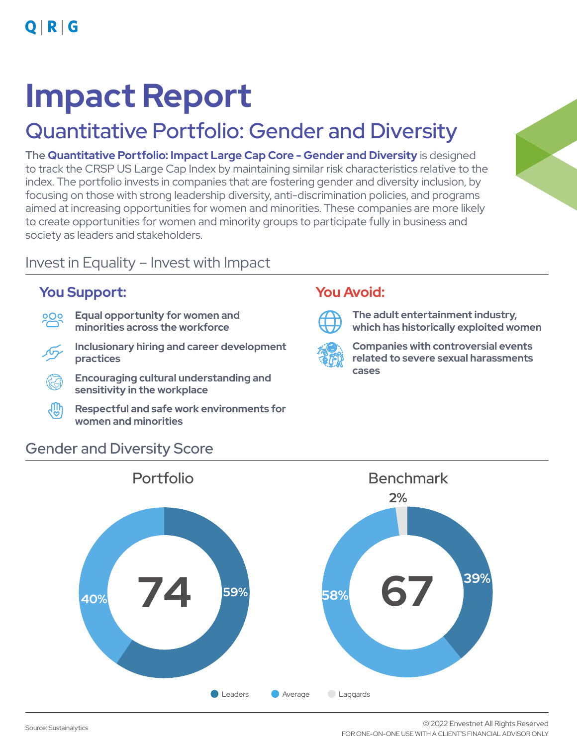# Impact Report

## Quantitative Portfolio: Gender and Diversity

The **Quantitative Portfolio: Impact Large Cap Core - Gender and Diversity** is designed to track the CRSP US Large Cap Index by maintaining similar risk characteristics relative to the index. The portfolio invests in companies that are fostering gender and diversity inclusion, by focusing on those with strong leadership diversity, anti-discrimination policies, and programs aimed at increasing opportunities for women and minorities. These companies are more likely to create opportunities for women and minority groups to participate fully in business and society as leaders and stakeholders.

### Invest in Equality – Invest with Impact

**You Support:**

- **Equal opportunity for women and minorities across the workforce**
- **Inclusionary hiring and career development practices**
- **Encouraging cultural understanding and sensitivity in the workplace**
- **Respectful and safe work environments for women and minorities**

**You Avoid:**

- **The adult entertainment industry, which has historically exploited women**
- **Companies with controversial events related to severe sexual harassments cases**

### Gender and Diversity Score

| | Portfolio | Benchmark |
|---|---|---|
| Score | 74 | 67 |
| Leaders | 59% | 39% |
| Average | 40% | 58% |
| Laggards | | 2% |

Source: Sustainalytics

© 2022 Envestnet All Rights Reserved
FOR ONE-ON-ONE USE WITH A CLIENT'S FINANCIAL ADVISOR ONLY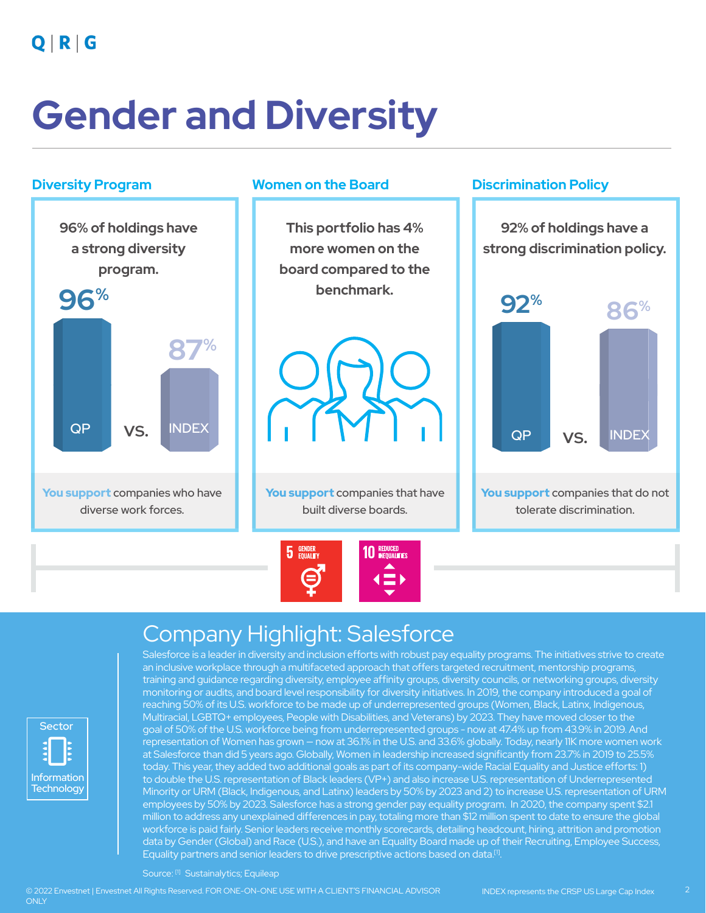# Gender and Diversity

## Diversity Program

96% of holdings have a strong diversity program.

96% QP vs. 87% INDEX

**You support** companies who have diverse work forces.

## Women on the Board

This portfolio has 4% more women on the board compared to the benchmark.

**You support** companies that have built diverse boards.

## Discrimination Policy

92% of holdings have a strong discrimination policy.

92% QP vs. 86% INDEX

**You support** companies that do not tolerate discrimination.

5 GENDER EQUALITY

10 REDUCED INEQUALITIES

## Company Highlight: Salesforce

Sector: Information Technology

Salesforce is a leader in diversity and inclusion efforts with robust pay equality programs. The initiatives strive to create an inclusive workplace through a multifaceted approach that offers targeted recruitment, mentorship programs, training and guidance regarding diversity, employee affinity groups, diversity councils, or networking groups, diversity monitoring or audits, and board level responsibility for diversity initiatives. In 2019, the company introduced a goal of reaching 50% of its U.S. workforce to be made up of underrepresented groups (Women, Black, Latinx, Indigenous, Multiracial, LGBTQ+ employees, People with Disabilities, and Veterans) by 2023. They have moved closer to the goal of 50% of the U.S. workforce being from underrepresented groups - now at 47.4% up from 43.9% in 2019. And representation of Women has grown – now at 36.1% in the U.S. and 33.6% globally. Today, nearly 11K more women work at Salesforce than did 5 years ago. Globally, Women in leadership increased significantly from 23.7% in 2019 to 25.5% today. This year, they added two additional goals as part of its company-wide Racial Equality and Justice efforts: 1) to double the U.S. representation of Black leaders (VP+) and also increase U.S. representation of Underrepresented Minority or URM (Black, Indigenous, and Latinx) leaders by 50% by 2023 and 2) to increase U.S. representation of URM employees by 50% by 2023. Salesforce has a strong gender pay equality program. In 2020, the company spent $2.1 million to address any unexplained differences in pay, totaling more than $12 million spent to date to ensure the global workforce is paid fairly. Senior leaders receive monthly scorecards, detailing headcount, hiring, attrition and promotion data by Gender (Global) and Race (U.S.), and have an Equality Board made up of their Recruiting, Employee Success, Equality partners and senior leaders to drive prescriptive actions based on data[1].

Source: [1] Sustainalytics; Equileap

© 2022 Envestnet | Envestnet All Rights Reserved. FOR ONE-ON-ONE USE WITH A CLIENT'S FINANCIAL ADVISOR ONLY

INDEX represents the CRSP US Large Cap Index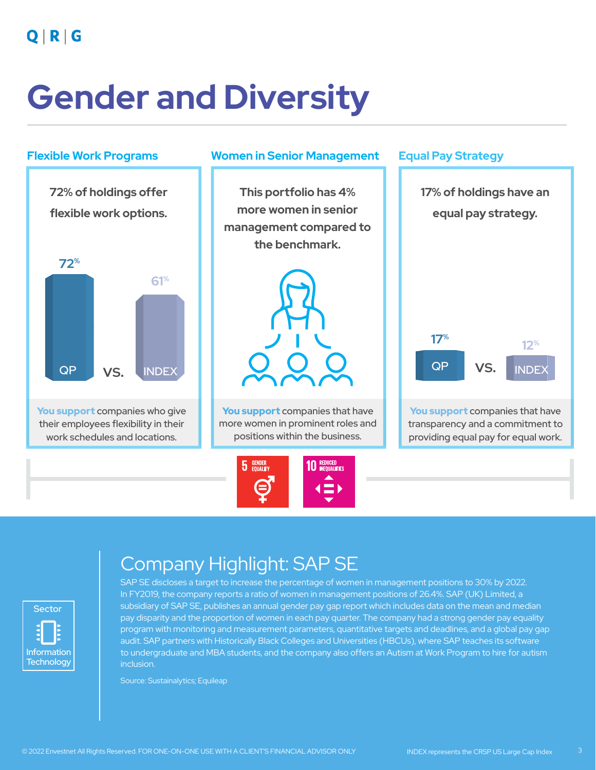# Gender and Diversity

## Flexible Work Programs

72% of holdings offer flexible work options.

72% QP vs. 61% INDEX

**You support** companies who give their employees flexibility in their work schedules and locations.

## Women in Senior Management

This portfolio has 4% more women in senior management compared to the benchmark.

**You support** companies that have more women in prominent roles and positions within the business.

## Equal Pay Strategy

17% of holdings have an equal pay strategy.

17% QP vs. 12% INDEX

**You support** companies that have transparency and a commitment to providing equal pay for equal work.

5 GENDER EQUALITY

10 REDUCED INEQUALITIES

## Company Highlight: SAP SE

Sector: Information Technology

SAP SE discloses a target to increase the percentage of women in management positions to 30% by 2022. In FY2019, the company reports a ratio of women in management positions of 26.4%. SAP (UK) Limited, a subsidiary of SAP SE, publishes an annual gender pay gap report which includes data on the mean and median pay disparity and the proportion of women in each pay quarter. The company had a strong gender pay equality program with monitoring and measurement parameters, quantitative targets and deadlines, and a global pay gap audit. SAP partners with Historically Black Colleges and Universities (HBCUs), where SAP teaches its software to undergraduate and MBA students, and the company also offers an Autism at Work Program to hire for autism inclusion.

Source: Sustainalytics; Equileap

© 2022 Envestnet All Rights Reserved. FOR ONE-ON-ONE USE WITH A CLIENT'S FINANCIAL ADVISOR ONLY

INDEX represents the CRSP US Large Cap Index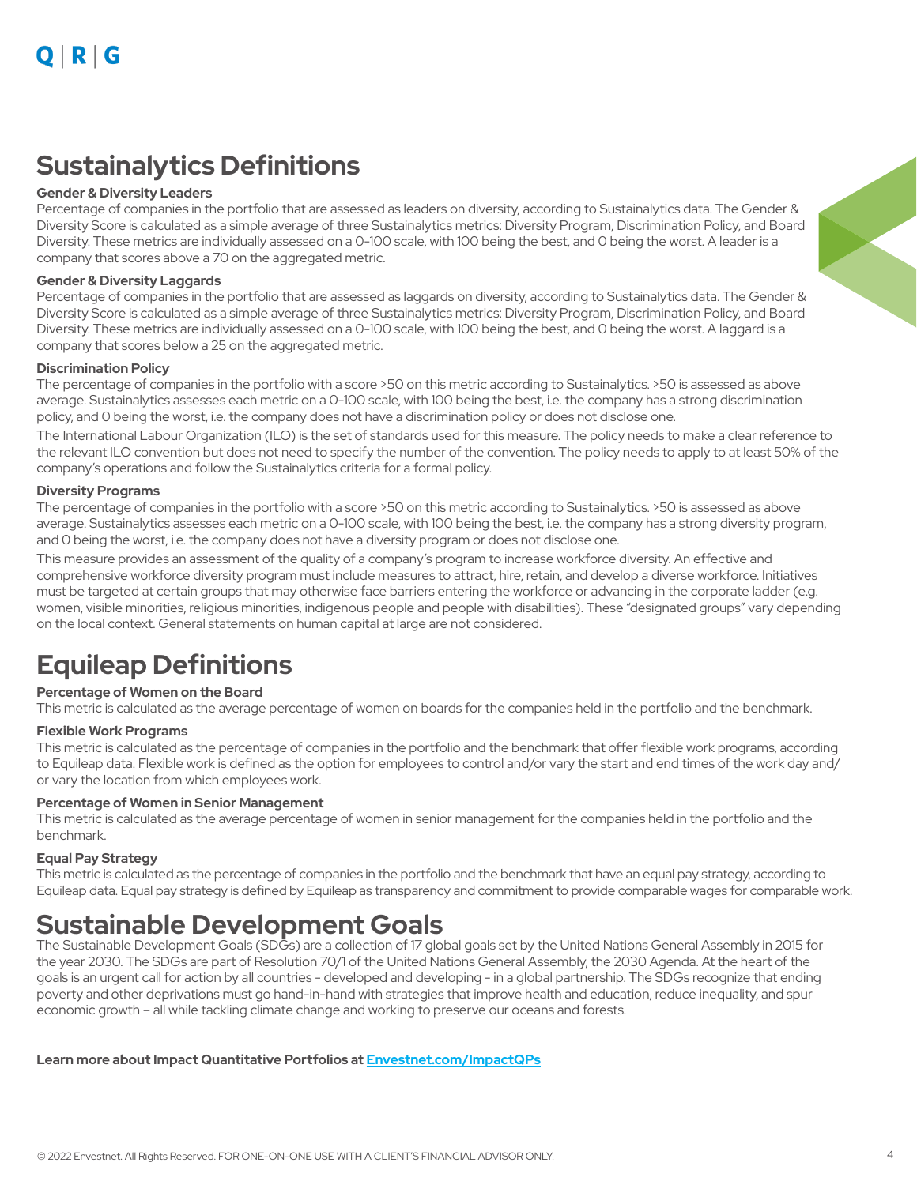# Sustainalytics Definitions

**Gender & Diversity Leaders**

Percentage of companies in the portfolio that are assessed as leaders on diversity, according to Sustainalytics data. The Gender & Diversity Score is calculated as a simple average of three Sustainalytics metrics: Diversity Program, Discrimination Policy, and Board Diversity. These metrics are individually assessed on a 0-100 scale, with 100 being the best, and 0 being the worst. A leader is a company that scores above a 70 on the aggregated metric.

**Gender & Diversity Laggards**

Percentage of companies in the portfolio that are assessed as laggards on diversity, according to Sustainalytics data. The Gender & Diversity Score is calculated as a simple average of three Sustainalytics metrics: Diversity Program, Discrimination Policy, and Board Diversity. These metrics are individually assessed on a 0-100 scale, with 100 being the best, and 0 being the worst. A laggard is a company that scores below a 25 on the aggregated metric.

**Discrimination Policy**

The percentage of companies in the portfolio with a score >50 on this metric according to Sustainalytics. >50 is assessed as above average. Sustainalytics assesses each metric on a 0-100 scale, with 100 being the best, i.e. the company has a strong discrimination policy, and 0 being the worst, i.e. the company does not have a discrimination policy or does not disclose one.

The International Labour Organization (ILO) is the set of standards used for this measure. The policy needs to make a clear reference to the relevant ILO convention but does not need to specify the number of the convention. The policy needs to apply to at least 50% of the company's operations and follow the Sustainalytics criteria for a formal policy.

**Diversity Programs**

The percentage of companies in the portfolio with a score >50 on this metric according to Sustainalytics. >50 is assessed as above average. Sustainalytics assesses each metric on a 0-100 scale, with 100 being the best, i.e. the company has a strong diversity program, and 0 being the worst, i.e. the company does not have a diversity program or does not disclose one.

This measure provides an assessment of the quality of a company's program to increase workforce diversity. An effective and comprehensive workforce diversity program must include measures to attract, hire, retain, and develop a diverse workforce. Initiatives must be targeted at certain groups that may otherwise face barriers entering the workforce or advancing in the corporate ladder (e.g. women, visible minorities, religious minorities, indigenous people and people with disabilities). These "designated groups" vary depending on the local context. General statements on human capital at large are not considered.

# Equileap Definitions

**Percentage of Women on the Board**

This metric is calculated as the average percentage of women on boards for the companies held in the portfolio and the benchmark.

**Flexible Work Programs**

This metric is calculated as the percentage of companies in the portfolio and the benchmark that offer flexible work programs, according to Equileap data. Flexible work is defined as the option for employees to control and/or vary the start and end times of the work day and/or vary the location from which employees work.

**Percentage of Women in Senior Management**

This metric is calculated as the average percentage of women in senior management for the companies held in the portfolio and the benchmark.

**Equal Pay Strategy**

This metric is calculated as the percentage of companies in the portfolio and the benchmark that have an equal pay strategy, according to Equileap data. Equal pay strategy is defined by Equileap as transparency and commitment to provide comparable wages for comparable work.

# Sustainable Development Goals

The Sustainable Development Goals (SDGs) are a collection of 17 global goals set by the United Nations General Assembly in 2015 for the year 2030. The SDGs are part of Resolution 70/1 of the United Nations General Assembly, the 2030 Agenda. At the heart of the goals is an urgent call for action by all countries - developed and developing - in a global partnership. The SDGs recognize that ending poverty and other deprivations must go hand-in-hand with strategies that improve health and education, reduce inequality, and spur economic growth – all while tackling climate change and working to preserve our oceans and forests.

**Learn more about Impact Quantitative Portfolios at [Envestnet.com/ImpactQPs](Envestnet.com/ImpactQPs)**

© 2022 Envestnet. All Rights Reserved. FOR ONE-ON-ONE USE WITH A CLIENT'S FINANCIAL ADVISOR ONLY.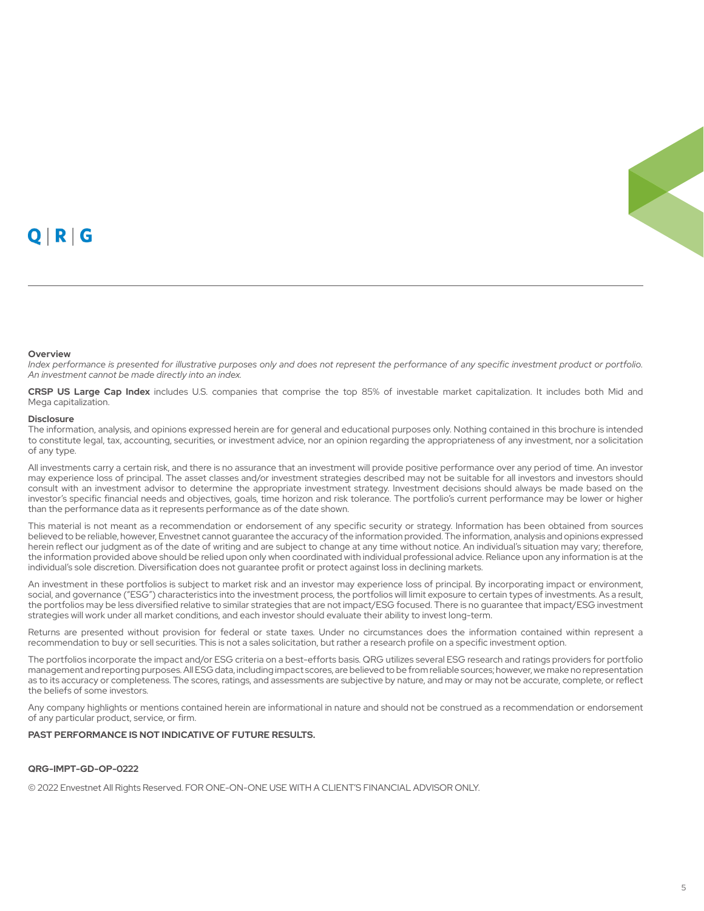Q | R | G

**Overview**

*Index performance is presented for illustrative purposes only and does not represent the performance of any specific investment product or portfolio. An investment cannot be made directly into an index.*

**CRSP US Large Cap Index** includes U.S. companies that comprise the top 85% of investable market capitalization. It includes both Mid and Mega capitalization.

**Disclosure**

The information, analysis, and opinions expressed herein are for general and educational purposes only. Nothing contained in this brochure is intended to constitute legal, tax, accounting, securities, or investment advice, nor an opinion regarding the appropriateness of any investment, nor a solicitation of any type.

All investments carry a certain risk, and there is no assurance that an investment will provide positive performance over any period of time. An investor may experience loss of principal. The asset classes and/or investment strategies described may not be suitable for all investors and investors should consult with an investment advisor to determine the appropriate investment strategy. Investment decisions should always be made based on the investor's specific financial needs and objectives, goals, time horizon and risk tolerance. The portfolio's current performance may be lower or higher than the performance data as it represents performance as of the date shown.

This material is not meant as a recommendation or endorsement of any specific security or strategy. Information has been obtained from sources believed to be reliable, however, Envestnet cannot guarantee the accuracy of the information provided. The information, analysis and opinions expressed herein reflect our judgment as of the date of writing and are subject to change at any time without notice. An individual's situation may vary; therefore, the information provided above should be relied upon only when coordinated with individual professional advice. Reliance upon any information is at the individual's sole discretion. Diversification does not guarantee profit or protect against loss in declining markets.

An investment in these portfolios is subject to market risk and an investor may experience loss of principal. By incorporating impact or environment, social, and governance ("ESG") characteristics into the investment process, the portfolios will limit exposure to certain types of investments. As a result, the portfolios may be less diversified relative to similar strategies that are not impact/ESG focused. There is no guarantee that impact/ESG investment strategies will work under all market conditions, and each investor should evaluate their ability to invest long-term.

Returns are presented without provision for federal or state taxes. Under no circumstances does the information contained within represent a recommendation to buy or sell securities. This is not a sales solicitation, but rather a research profile on a specific investment option.

The portfolios incorporate the impact and/or ESG criteria on a best-efforts basis. QRG utilizes several ESG research and ratings providers for portfolio management and reporting purposes. All ESG data, including impact scores, are believed to be from reliable sources; however, we make no representation as to its accuracy or completeness. The scores, ratings, and assessments are subjective by nature, and may or may not be accurate, complete, or reflect the beliefs of some investors.

Any company highlights or mentions contained herein are informational in nature and should not be construed as a recommendation or endorsement of any particular product, service, or firm.

**PAST PERFORMANCE IS NOT INDICATIVE OF FUTURE RESULTS.**

**QRG-IMPT-GD-OP-0222**

© 2022 Envestnet All Rights Reserved. FOR ONE-ON-ONE USE WITH A CLIENT'S FINANCIAL ADVISOR ONLY.